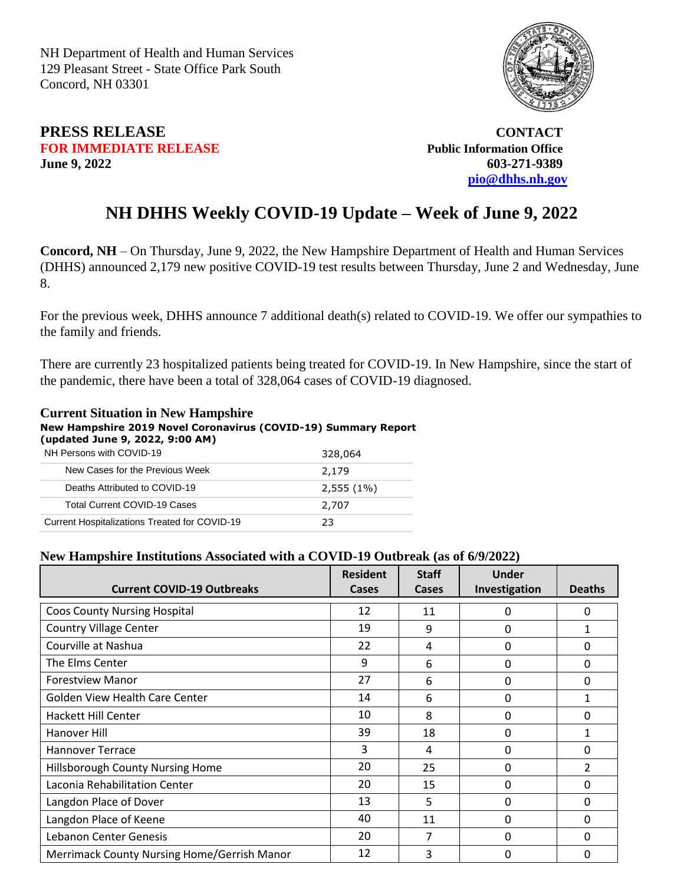NH Department of Health and Human Services
129 Pleasant Street - State Office Park South
Concord, NH 03301

**PRESS RELEASE**
**FOR IMMEDIATE RELEASE**
**June 9, 2022**

**CONTACT**
**Public Information Office**
**603-271-9389**
**pio@dhhs.nh.gov**

# NH DHHS Weekly COVID-19 Update – Week of June 9, 2022

**Concord, NH** – On Thursday, June 9, 2022, the New Hampshire Department of Health and Human Services (DHHS) announced 2,179 new positive COVID-19 test results between Thursday, June 2 and Wednesday, June 8.

For the previous week, DHHS announce 7 additional death(s) related to COVID-19. We offer our sympathies to the family and friends.

There are currently 23 hospitalized patients being treated for COVID-19. In New Hampshire, since the start of the pandemic, there have been a total of 328,064 cases of COVID-19 diagnosed.

## Current Situation in New Hampshire

**New Hampshire 2019 Novel Coronavirus (COVID-19) Summary Report (updated June 9, 2022, 9:00 AM)**

| | |
|---|---|
| NH Persons with COVID-19 | 328,064 |
| New Cases for the Previous Week | 2,179 |
| Deaths Attributed to COVID-19 | 2,555 (1%) |
| Total Current COVID-19 Cases | 2,707 |
| Current Hospitalizations Treated for COVID-19 | 23 |

**New Hampshire Institutions Associated with a COVID-19 Outbreak (as of 6/9/2022)**

| Current COVID-19 Outbreaks | Resident Cases | Staff Cases | Under Investigation | Deaths |
|---|---|---|---|---|
| Coos County Nursing Hospital | 12 | 11 | 0 | 0 |
| Country Village Center | 19 | 9 | 0 | 1 |
| Courville at Nashua | 22 | 4 | 0 | 0 |
| The Elms Center | 9 | 6 | 0 | 0 |
| Forestview Manor | 27 | 6 | 0 | 0 |
| Golden View Health Care Center | 14 | 6 | 0 | 1 |
| Hackett Hill Center | 10 | 8 | 0 | 0 |
| Hanover Hill | 39 | 18 | 0 | 1 |
| Hannover Terrace | 3 | 4 | 0 | 0 |
| Hillsborough County Nursing Home | 20 | 25 | 0 | 2 |
| Laconia Rehabilitation Center | 20 | 15 | 0 | 0 |
| Langdon Place of Dover | 13 | 5 | 0 | 0 |
| Langdon Place of Keene | 40 | 11 | 0 | 0 |
| Lebanon Center Genesis | 20 | 7 | 0 | 0 |
| Merrimack County Nursing Home/Gerrish Manor | 12 | 3 | 0 | 0 |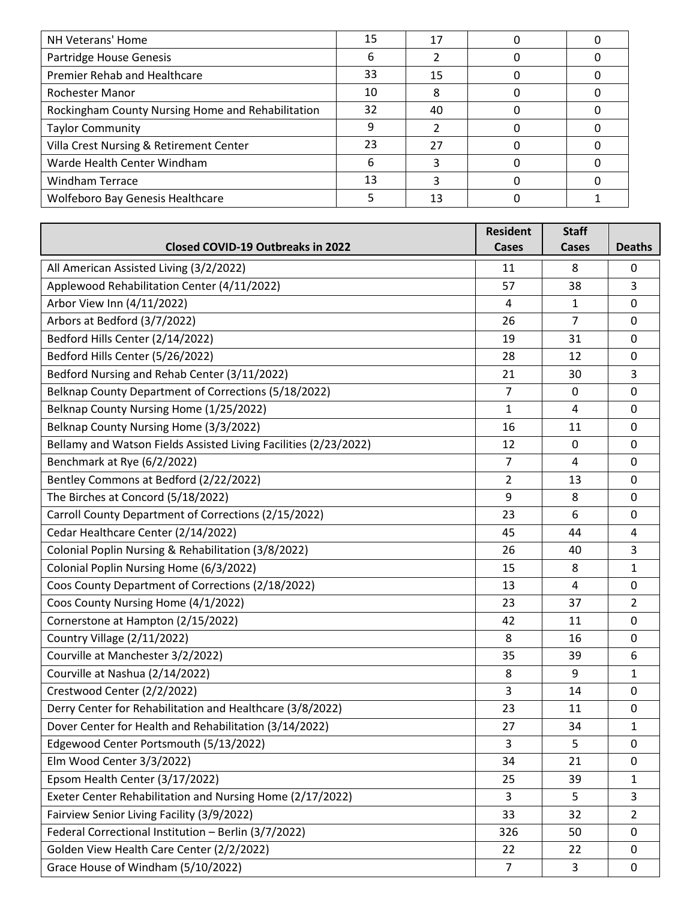| | | | | |
|---|---|---|---|---|
| NH Veterans' Home | 15 | 17 | 0 | 0 |
| Partridge House Genesis | 6 | 2 | 0 | 0 |
| Premier Rehab and Healthcare | 33 | 15 | 0 | 0 |
| Rochester Manor | 10 | 8 | 0 | 0 |
| Rockingham County Nursing Home and Rehabilitation | 32 | 40 | 0 | 0 |
| Taylor Community | 9 | 2 | 0 | 0 |
| Villa Crest Nursing & Retirement Center | 23 | 27 | 0 | 0 |
| Warde Health Center Windham | 6 | 3 | 0 | 0 |
| Windham Terrace | 13 | 3 | 0 | 0 |
| Wolfeboro Bay Genesis Healthcare | 5 | 13 | 0 | 1 |

| Closed COVID-19 Outbreaks in 2022 | Resident Cases | Staff Cases | Deaths |
|---|---|---|---|
| All American Assisted Living (3/2/2022) | 11 | 8 | 0 |
| Applewood Rehabilitation Center (4/11/2022) | 57 | 38 | 3 |
| Arbor View Inn (4/11/2022) | 4 | 1 | 0 |
| Arbors at Bedford (3/7/2022) | 26 | 7 | 0 |
| Bedford Hills Center (2/14/2022) | 19 | 31 | 0 |
| Bedford Hills Center (5/26/2022) | 28 | 12 | 0 |
| Bedford Nursing and Rehab Center (3/11/2022) | 21 | 30 | 3 |
| Belknap County Department of Corrections (5/18/2022) | 7 | 0 | 0 |
| Belknap County Nursing Home (1/25/2022) | 1 | 4 | 0 |
| Belknap County Nursing Home (3/3/2022) | 16 | 11 | 0 |
| Bellamy and Watson Fields Assisted Living Facilities (2/23/2022) | 12 | 0 | 0 |
| Benchmark at Rye (6/2/2022) | 7 | 4 | 0 |
| Bentley Commons at Bedford (2/22/2022) | 2 | 13 | 0 |
| The Birches at Concord (5/18/2022) | 9 | 8 | 0 |
| Carroll County Department of Corrections (2/15/2022) | 23 | 6 | 0 |
| Cedar Healthcare Center (2/14/2022) | 45 | 44 | 4 |
| Colonial Poplin Nursing & Rehabilitation (3/8/2022) | 26 | 40 | 3 |
| Colonial Poplin Nursing Home (6/3/2022) | 15 | 8 | 1 |
| Coos County Department of Corrections (2/18/2022) | 13 | 4 | 0 |
| Coos County Nursing Home (4/1/2022) | 23 | 37 | 2 |
| Cornerstone at Hampton (2/15/2022) | 42 | 11 | 0 |
| Country Village (2/11/2022) | 8 | 16 | 0 |
| Courville at Manchester 3/2/2022) | 35 | 39 | 6 |
| Courville at Nashua (2/14/2022) | 8 | 9 | 1 |
| Crestwood Center (2/2/2022) | 3 | 14 | 0 |
| Derry Center for Rehabilitation and Healthcare (3/8/2022) | 23 | 11 | 0 |
| Dover Center for Health and Rehabilitation (3/14/2022) | 27 | 34 | 1 |
| Edgewood Center Portsmouth (5/13/2022) | 3 | 5 | 0 |
| Elm Wood Center 3/3/2022) | 34 | 21 | 0 |
| Epsom Health Center (3/17/2022) | 25 | 39 | 1 |
| Exeter Center Rehabilitation and Nursing Home (2/17/2022) | 3 | 5 | 3 |
| Fairview Senior Living Facility (3/9/2022) | 33 | 32 | 2 |
| Federal Correctional Institution – Berlin (3/7/2022) | 326 | 50 | 0 |
| Golden View Health Care Center (2/2/2022) | 22 | 22 | 0 |
| Grace House of Windham (5/10/2022) | 7 | 3 | 0 |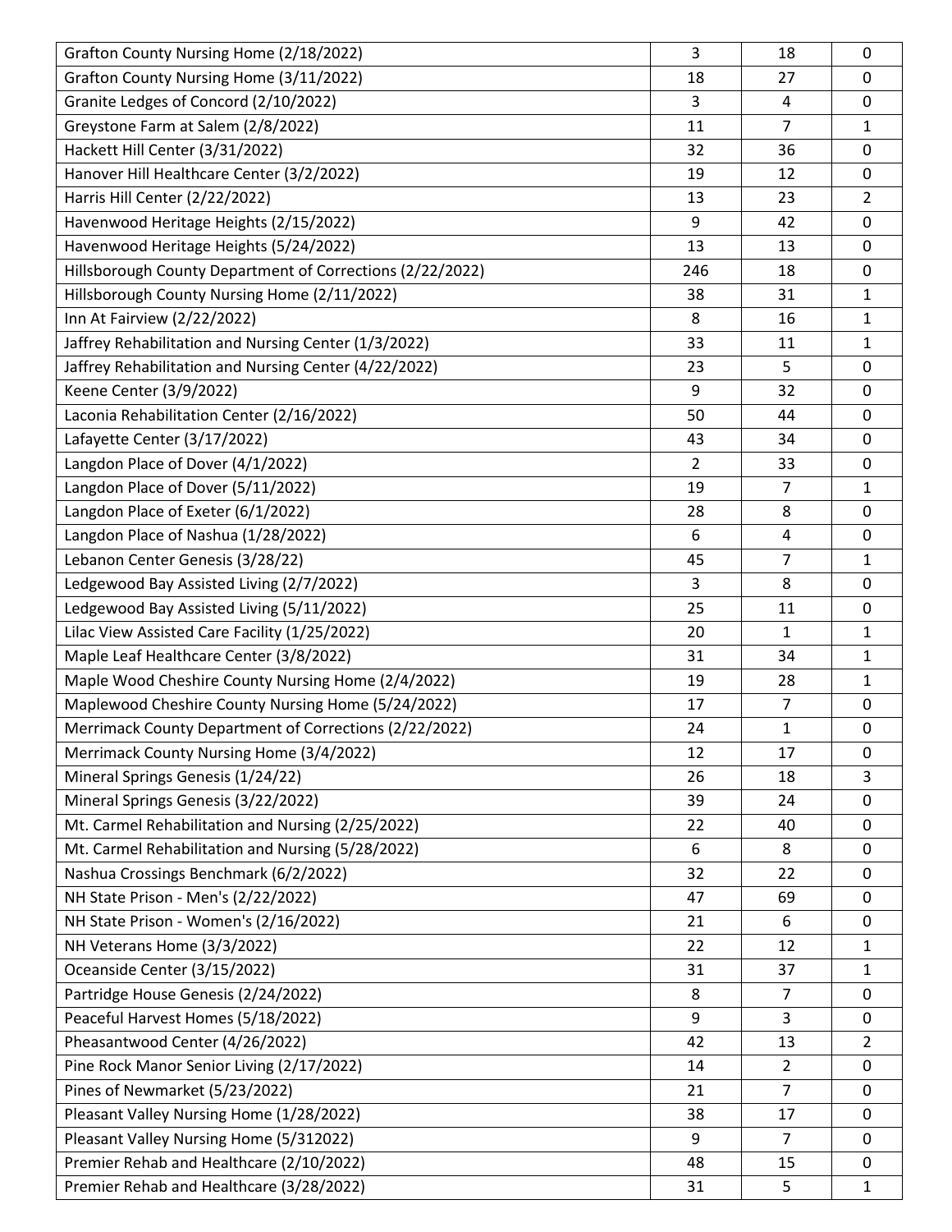| | | | |
|---|---|---|---|
| Grafton County Nursing Home (2/18/2022) | 3 | 18 | 0 |
| Grafton County Nursing Home (3/11/2022) | 18 | 27 | 0 |
| Granite Ledges of Concord (2/10/2022) | 3 | 4 | 0 |
| Greystone Farm at Salem (2/8/2022) | 11 | 7 | 1 |
| Hackett Hill Center (3/31/2022) | 32 | 36 | 0 |
| Hanover Hill Healthcare Center (3/2/2022) | 19 | 12 | 0 |
| Harris Hill Center (2/22/2022) | 13 | 23 | 2 |
| Havenwood Heritage Heights (2/15/2022) | 9 | 42 | 0 |
| Havenwood Heritage Heights (5/24/2022) | 13 | 13 | 0 |
| Hillsborough County Department of Corrections (2/22/2022) | 246 | 18 | 0 |
| Hillsborough County Nursing Home (2/11/2022) | 38 | 31 | 1 |
| Inn At Fairview (2/22/2022) | 8 | 16 | 1 |
| Jaffrey Rehabilitation and Nursing Center (1/3/2022) | 33 | 11 | 1 |
| Jaffrey Rehabilitation and Nursing Center (4/22/2022) | 23 | 5 | 0 |
| Keene Center (3/9/2022) | 9 | 32 | 0 |
| Laconia Rehabilitation Center (2/16/2022) | 50 | 44 | 0 |
| Lafayette Center (3/17/2022) | 43 | 34 | 0 |
| Langdon Place of Dover (4/1/2022) | 2 | 33 | 0 |
| Langdon Place of Dover (5/11/2022) | 19 | 7 | 1 |
| Langdon Place of Exeter (6/1/2022) | 28 | 8 | 0 |
| Langdon Place of Nashua (1/28/2022) | 6 | 4 | 0 |
| Lebanon Center Genesis (3/28/22) | 45 | 7 | 1 |
| Ledgewood Bay Assisted Living (2/7/2022) | 3 | 8 | 0 |
| Ledgewood Bay Assisted Living (5/11/2022) | 25 | 11 | 0 |
| Lilac View Assisted Care Facility (1/25/2022) | 20 | 1 | 1 |
| Maple Leaf Healthcare Center (3/8/2022) | 31 | 34 | 1 |
| Maple Wood Cheshire County Nursing Home (2/4/2022) | 19 | 28 | 1 |
| Maplewood Cheshire County Nursing Home (5/24/2022) | 17 | 7 | 0 |
| Merrimack County Department of Corrections (2/22/2022) | 24 | 1 | 0 |
| Merrimack County Nursing Home (3/4/2022) | 12 | 17 | 0 |
| Mineral Springs Genesis (1/24/22) | 26 | 18 | 3 |
| Mineral Springs Genesis (3/22/2022) | 39 | 24 | 0 |
| Mt. Carmel Rehabilitation and Nursing (2/25/2022) | 22 | 40 | 0 |
| Mt. Carmel Rehabilitation and Nursing (5/28/2022) | 6 | 8 | 0 |
| Nashua Crossings Benchmark (6/2/2022) | 32 | 22 | 0 |
| NH State Prison - Men's (2/22/2022) | 47 | 69 | 0 |
| NH State Prison - Women's (2/16/2022) | 21 | 6 | 0 |
| NH Veterans Home (3/3/2022) | 22 | 12 | 1 |
| Oceanside Center (3/15/2022) | 31 | 37 | 1 |
| Partridge House Genesis (2/24/2022) | 8 | 7 | 0 |
| Peaceful Harvest Homes (5/18/2022) | 9 | 3 | 0 |
| Pheasantwood Center (4/26/2022) | 42 | 13 | 2 |
| Pine Rock Manor Senior Living (2/17/2022) | 14 | 2 | 0 |
| Pines of Newmarket (5/23/2022) | 21 | 7 | 0 |
| Pleasant Valley Nursing Home (1/28/2022) | 38 | 17 | 0 |
| Pleasant Valley Nursing Home (5/312022) | 9 | 7 | 0 |
| Premier Rehab and Healthcare (2/10/2022) | 48 | 15 | 0 |
| Premier Rehab and Healthcare (3/28/2022) | 31 | 5 | 1 |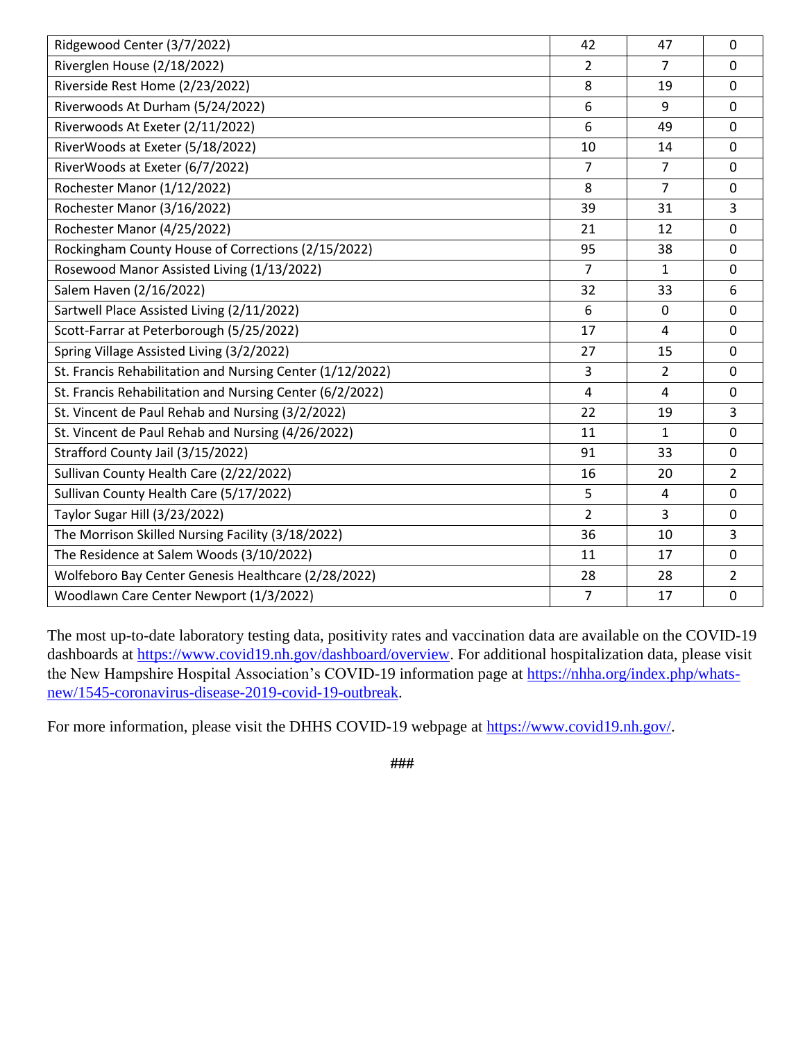| | | | |
|---|---|---|---|
| Ridgewood Center (3/7/2022) | 42 | 47 | 0 |
| Riverglen House (2/18/2022) | 2 | 7 | 0 |
| Riverside Rest Home (2/23/2022) | 8 | 19 | 0 |
| Riverwoods At Durham (5/24/2022) | 6 | 9 | 0 |
| Riverwoods At Exeter (2/11/2022) | 6 | 49 | 0 |
| RiverWoods at Exeter (5/18/2022) | 10 | 14 | 0 |
| RiverWoods at Exeter (6/7/2022) | 7 | 7 | 0 |
| Rochester Manor (1/12/2022) | 8 | 7 | 0 |
| Rochester Manor (3/16/2022) | 39 | 31 | 3 |
| Rochester Manor (4/25/2022) | 21 | 12 | 0 |
| Rockingham County House of Corrections (2/15/2022) | 95 | 38 | 0 |
| Rosewood Manor Assisted Living (1/13/2022) | 7 | 1 | 0 |
| Salem Haven (2/16/2022) | 32 | 33 | 6 |
| Sartwell Place Assisted Living (2/11/2022) | 6 | 0 | 0 |
| Scott-Farrar at Peterborough (5/25/2022) | 17 | 4 | 0 |
| Spring Village Assisted Living (3/2/2022) | 27 | 15 | 0 |
| St. Francis Rehabilitation and Nursing Center (1/12/2022) | 3 | 2 | 0 |
| St. Francis Rehabilitation and Nursing Center (6/2/2022) | 4 | 4 | 0 |
| St. Vincent de Paul Rehab and Nursing (3/2/2022) | 22 | 19 | 3 |
| St. Vincent de Paul Rehab and Nursing (4/26/2022) | 11 | 1 | 0 |
| Strafford County Jail (3/15/2022) | 91 | 33 | 0 |
| Sullivan County Health Care (2/22/2022) | 16 | 20 | 2 |
| Sullivan County Health Care (5/17/2022) | 5 | 4 | 0 |
| Taylor Sugar Hill (3/23/2022) | 2 | 3 | 0 |
| The Morrison Skilled Nursing Facility (3/18/2022) | 36 | 10 | 3 |
| The Residence at Salem Woods (3/10/2022) | 11 | 17 | 0 |
| Wolfeboro Bay Center Genesis Healthcare (2/28/2022) | 28 | 28 | 2 |
| Woodlawn Care Center Newport (1/3/2022) | 7 | 17 | 0 |

The most up-to-date laboratory testing data, positivity rates and vaccination data are available on the COVID-19 dashboards at https://www.covid19.nh.gov/dashboard/overview. For additional hospitalization data, please visit the New Hampshire Hospital Association's COVID-19 information page at https://nhha.org/index.php/whats-new/1545-coronavirus-disease-2019-covid-19-outbreak.

For more information, please visit the DHHS COVID-19 webpage at https://www.covid19.nh.gov/.

###